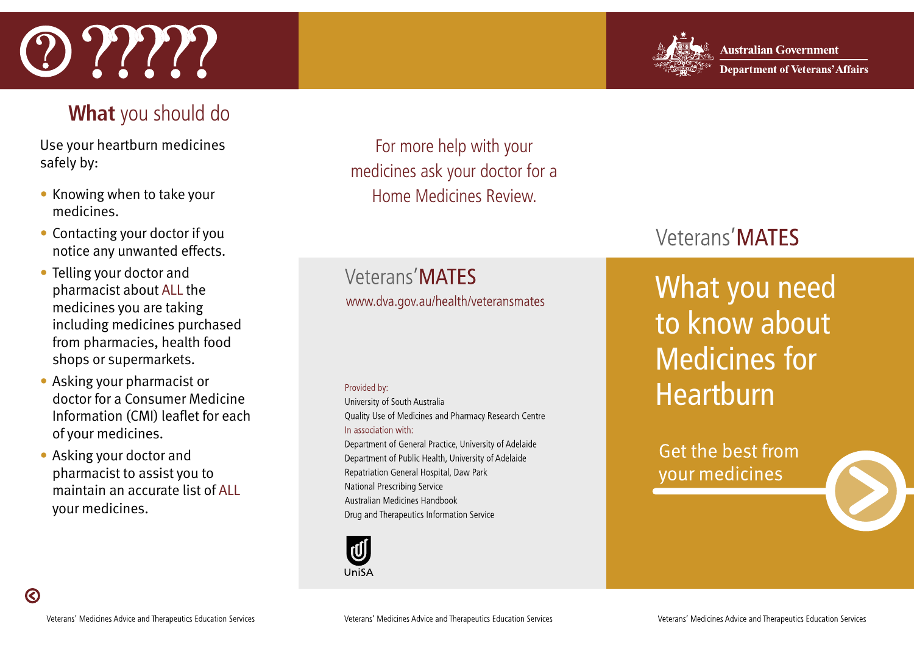## What you should do

Use your heartburn medicines safely by:

- Knowing when to take your medicines.
- Contacting your doctor if you notice any unwanted effects.
- Telling your doctor and pharmacist about ALL the medicines you are taking including medicines purchased from pharmacies, health food shops or supermarkets.
- Asking your pharmacist or doctor for a Consumer Medicine Information (CMI) leaflet for each of your medicines.
- Asking your doctor and pharmacist to assist you to maintain an accurate list of ALL your medicines.

For more help with your medicines ask your doctor for a Home Medicines Review.

Veterans'MATES

www.dva.gov.au/health/veteransmates

Provided by:

University of South Australia
Quality Use of Medicines and Pharmacy Research Centre

In association with:

Department of General Practice, University of Adelaide
Department of Public Health, University of Adelaide
Repatriation General Hospital, Daw Park
National Prescribing Service
Australian Medicines Handbook
Drug and Therapeutics Information Service

UniSA

Australian Government
Department of Veterans' Affairs

Veterans'MATES

# What you need to know about Medicines for Heartburn

Get the best from your medicines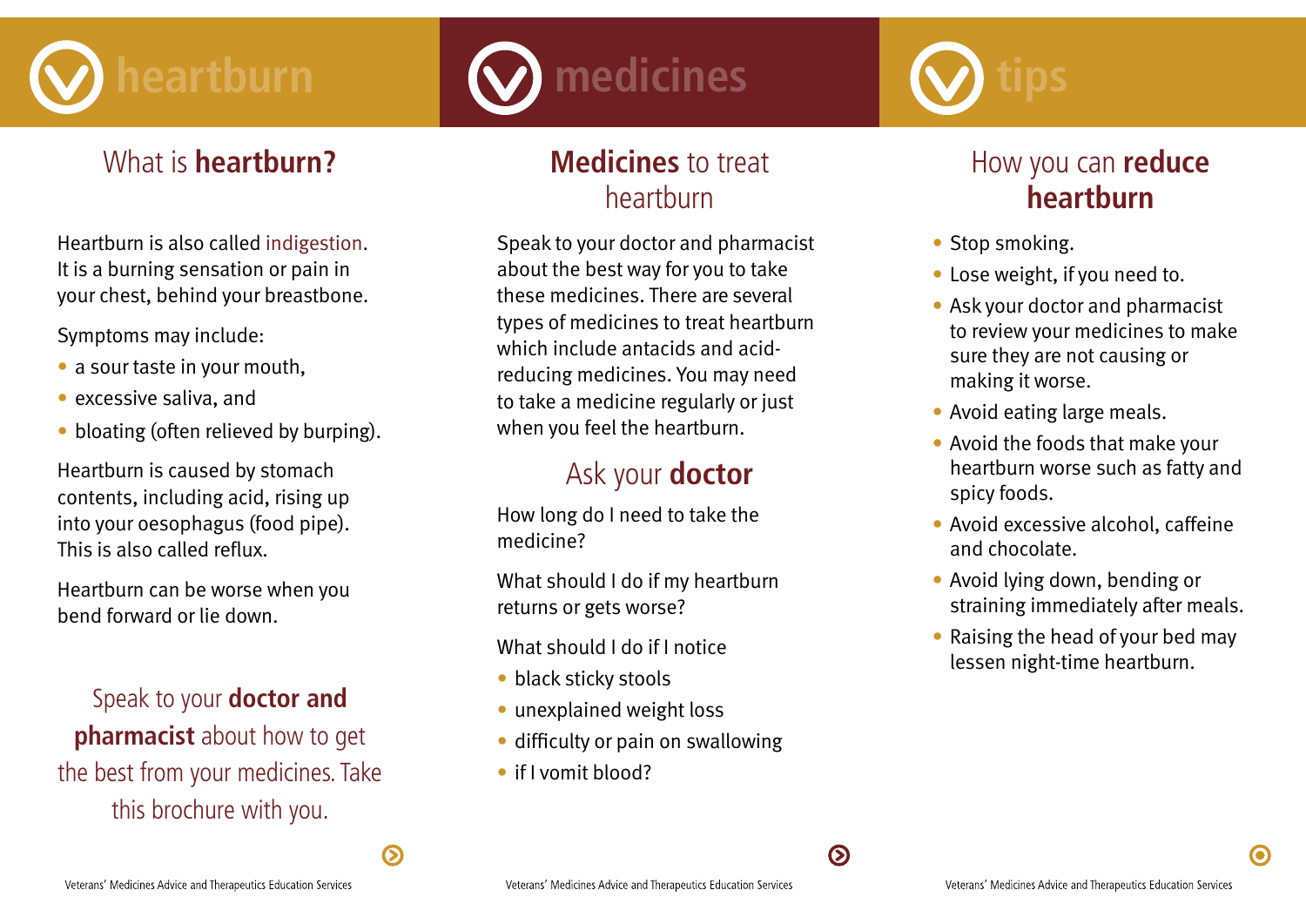# heartburn

## What is **heartburn?**

Heartburn is also called indigestion. It is a burning sensation or pain in your chest, behind your breastbone.

Symptoms may include:

- a sour taste in your mouth,
- excessive saliva, and
- bloating (often relieved by burping).

Heartburn is caused by stomach contents, including acid, rising up into your oesophagus (food pipe). This is also called reflux.

Heartburn can be worse when you bend forward or lie down.

Speak to your **doctor and pharmacist** about how to get the best from your medicines. Take this brochure with you.

# medicines

## **Medicines** to treat heartburn

Speak to your doctor and pharmacist about the best way for you to take these medicines. There are several types of medicines to treat heartburn which include antacids and acid-reducing medicines. You may need to take a medicine regularly or just when you feel the heartburn.

## Ask your **doctor**

How long do I need to take the medicine?

What should I do if my heartburn returns or gets worse?

What should I do if I notice

- black sticky stools
- unexplained weight loss
- difficulty or pain on swallowing
- if I vomit blood?

# tips

## How you can **reduce heartburn**

- Stop smoking.
- Lose weight, if you need to.
- Ask your doctor and pharmacist to review your medicines to make sure they are not causing or making it worse.
- Avoid eating large meals.
- Avoid the foods that make your heartburn worse such as fatty and spicy foods.
- Avoid excessive alcohol, caffeine and chocolate.
- Avoid lying down, bending or straining immediately after meals.
- Raising the head of your bed may lessen night-time heartburn.